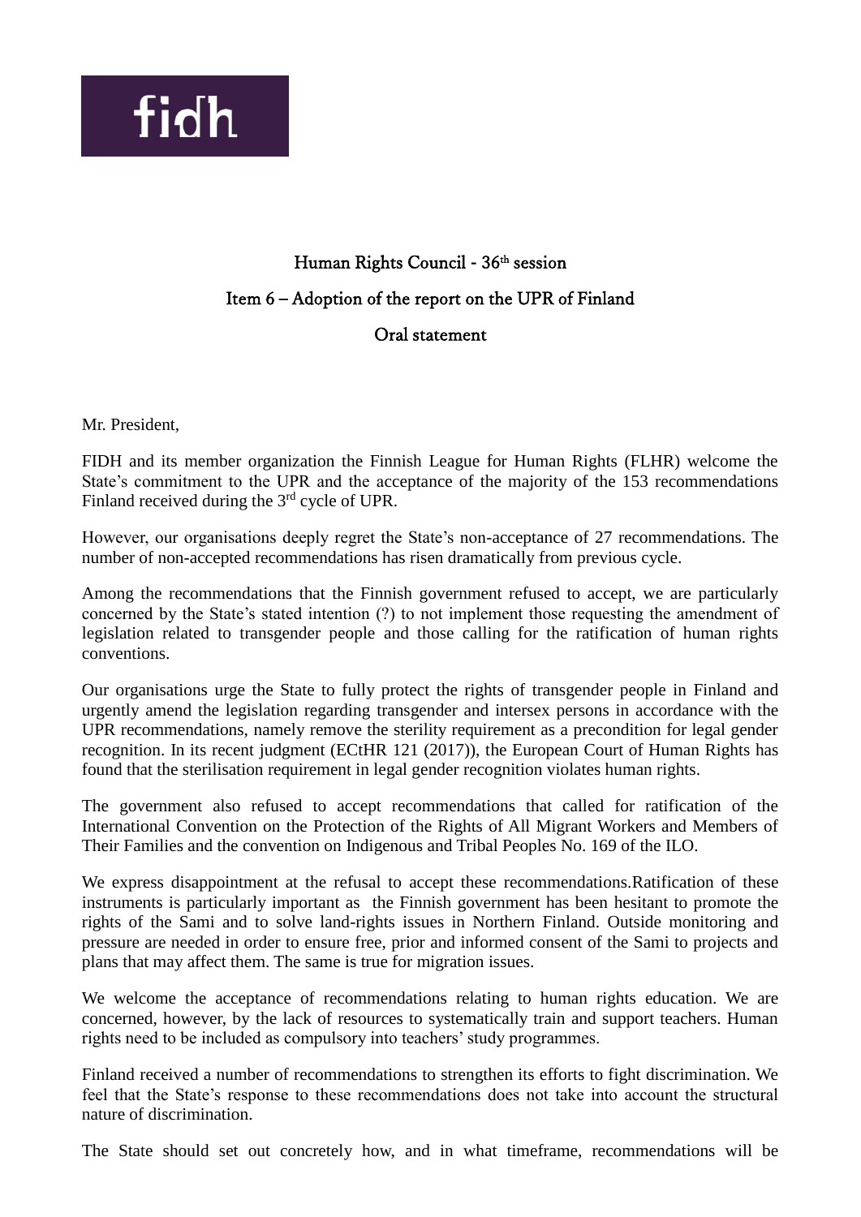fidh

## Human Rights Council - 36th session

## Item 6 – Adoption of the report on the UPR of Finland

## Oral statement

Mr. President,

FIDH and its member organization the Finnish League for Human Rights (FLHR) welcome the State's commitment to the UPR and the acceptance of the majority of the 153 recommendations Finland received during the 3rd cycle of UPR.

However, our organisations deeply regret the State's non-acceptance of 27 recommendations. The number of non-accepted recommendations has risen dramatically from previous cycle.

Among the recommendations that the Finnish government refused to accept, we are particularly concerned by the State's stated intention (?) to not implement those requesting the amendment of legislation related to transgender people and those calling for the ratification of human rights conventions.

Our organisations urge the State to fully protect the rights of transgender people in Finland and urgently amend the legislation regarding transgender and intersex persons in accordance with the UPR recommendations, namely remove the sterility requirement as a precondition for legal gender recognition. In its recent judgment (ECtHR 121 (2017)), the European Court of Human Rights has found that the sterilisation requirement in legal gender recognition violates human rights.

The government also refused to accept recommendations that called for ratification of the International Convention on the Protection of the Rights of All Migrant Workers and Members of Their Families and the convention on Indigenous and Tribal Peoples No. 169 of the ILO.

We express disappointment at the refusal to accept these recommendations.Ratification of these instruments is particularly important as the Finnish government has been hesitant to promote the rights of the Sami and to solve land-rights issues in Northern Finland. Outside monitoring and pressure are needed in order to ensure free, prior and informed consent of the Sami to projects and plans that may affect them. The same is true for migration issues.

We welcome the acceptance of recommendations relating to human rights education. We are concerned, however, by the lack of resources to systematically train and support teachers. Human rights need to be included as compulsory into teachers' study programmes.

Finland received a number of recommendations to strengthen its efforts to fight discrimination. We feel that the State's response to these recommendations does not take into account the structural nature of discrimination.

The State should set out concretely how, and in what timeframe, recommendations will be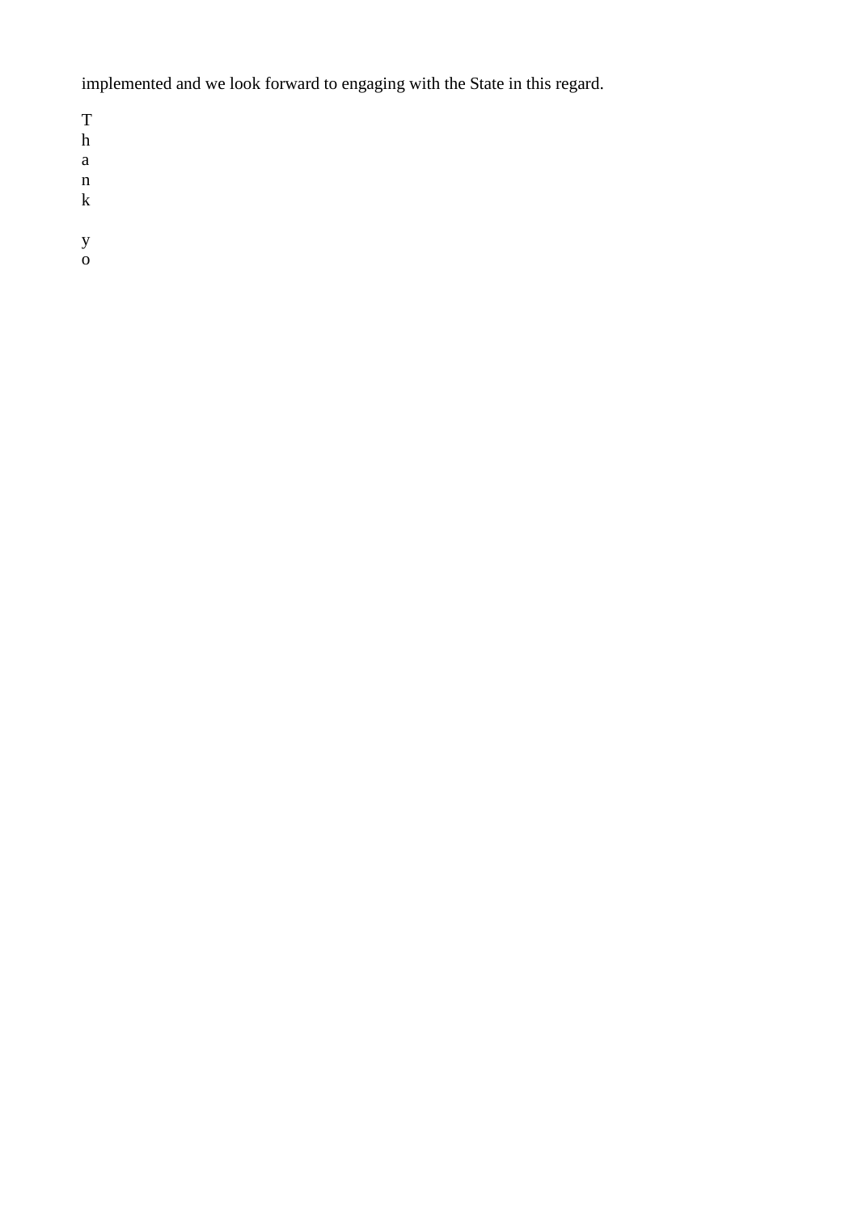implemented and we look forward to engaging with the State in this regard.

T
h
a
n
k

y
o